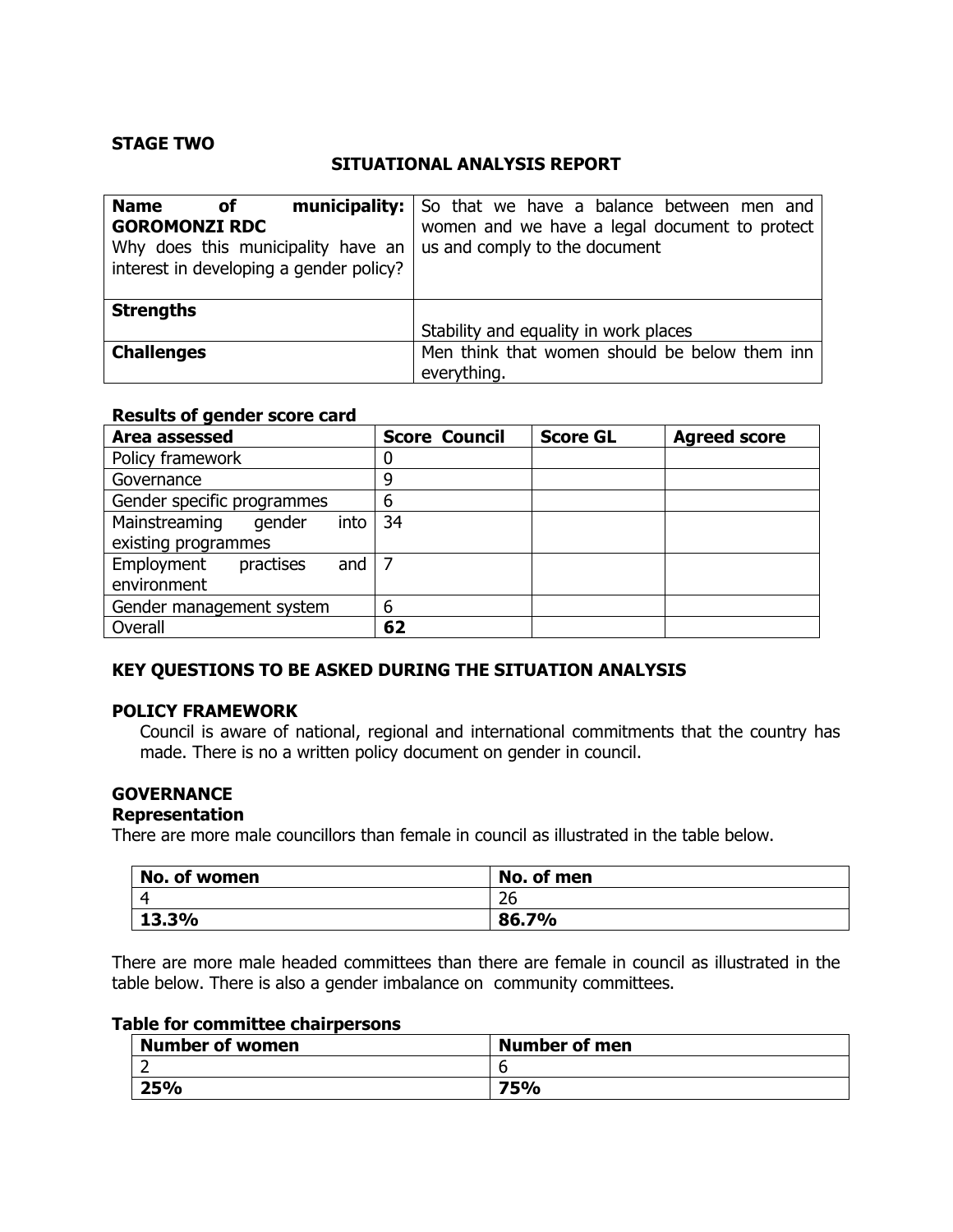**STAGE TWO**

## SITUATIONAL ANALYSIS REPORT

| | |
|---|---|
| **Name of municipality: GOROMONZI RDC** Why does this municipality have an interest in developing a gender policy? | So that we have a balance between men and women and we have a legal document to protect us and comply to the document |
| **Strengths** | Stability and equality in work places |
| **Challenges** | Men think that women should be below them inn everything. |

**Results of gender score card**

| Area assessed | Score Council | Score GL | Agreed score |
|---|---|---|---|
| Policy framework | 0 | | |
| Governance | 9 | | |
| Gender specific programmes | 6 | | |
| Mainstreaming gender into existing programmes | 34 | | |
| Employment practises and environment | 7 | | |
| Gender management system | 6 | | |
| Overall | **62** | | |

### KEY QUESTIONS TO BE ASKED DURING THE SITUATION ANALYSIS

**POLICY FRAMEWORK**

Council is aware of national, regional and international commitments that the country has made. There is no a written policy document on gender in council.

**GOVERNANCE**

**Representation**

There are more male councillors than female in council as illustrated in the table below.

| No. of women | No. of men |
|---|---|
| 4 | 26 |
| **13.3%** | **86.7%** |

There are more male headed committees than there are female in council as illustrated in the table below. There is also a gender imbalance on community committees.

**Table for committee chairpersons**

| Number of women | Number of men |
|---|---|
| 2 | 6 |
| **25%** | **75%** |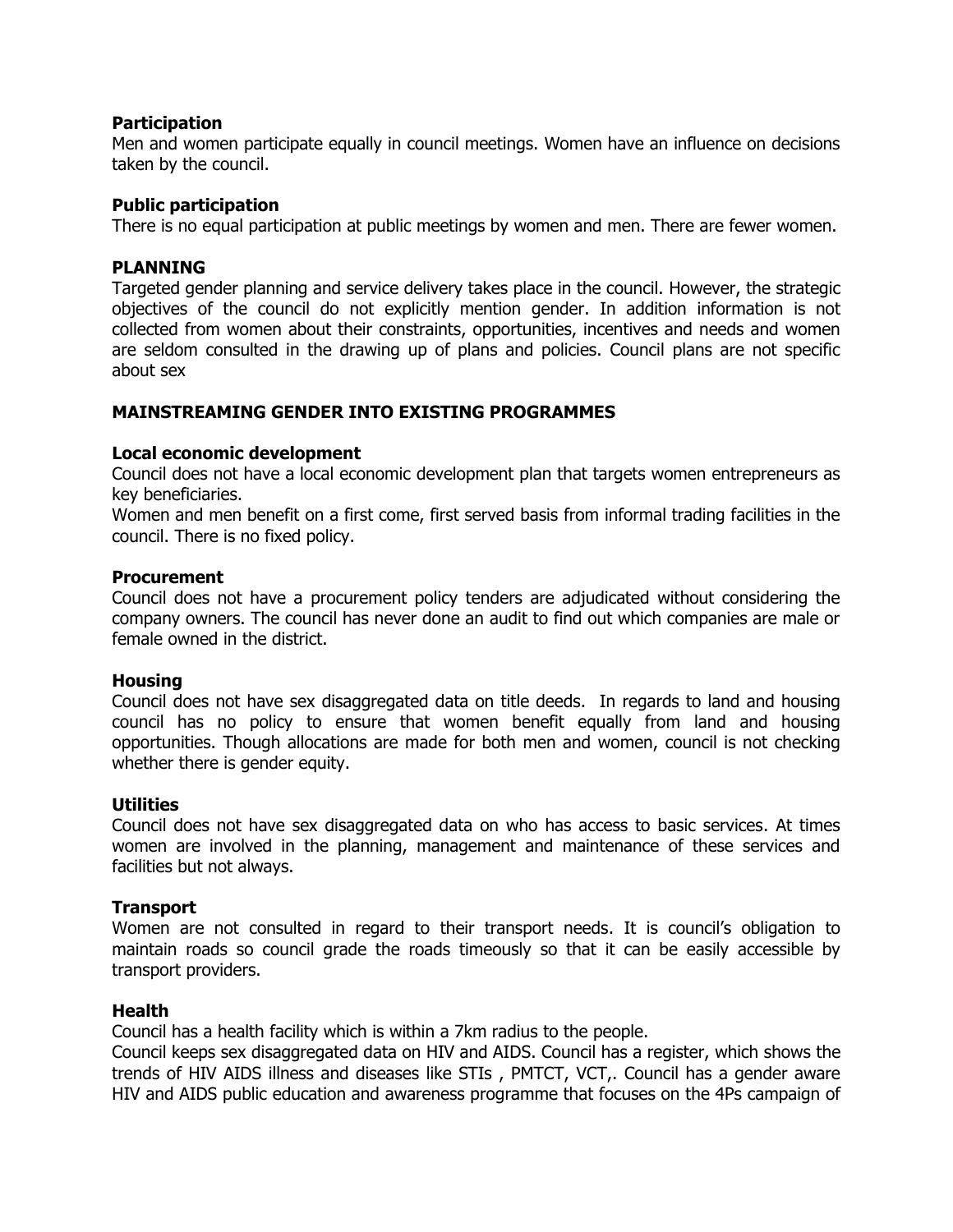**Participation**

Men and women participate equally in council meetings. Women have an influence on decisions taken by the council.

**Public participation**

There is no equal participation at public meetings by women and men. There are fewer women.

## PLANNING

Targeted gender planning and service delivery takes place in the council. However, the strategic objectives of the council do not explicitly mention gender. In addition information is not collected from women about their constraints, opportunities, incentives and needs and women are seldom consulted in the drawing up of plans and policies. Council plans are not specific about sex

## MAINSTREAMING GENDER INTO EXISTING PROGRAMMES

**Local economic development**

Council does not have a local economic development plan that targets women entrepreneurs as key beneficiaries.

Women and men benefit on a first come, first served basis from informal trading facilities in the council. There is no fixed policy.

**Procurement**

Council does not have a procurement policy tenders are adjudicated without considering the company owners. The council has never done an audit to find out which companies are male or female owned in the district.

**Housing**

Council does not have sex disaggregated data on title deeds. In regards to land and housing council has no policy to ensure that women benefit equally from land and housing opportunities. Though allocations are made for both men and women, council is not checking whether there is gender equity.

**Utilities**

Council does not have sex disaggregated data on who has access to basic services. At times women are involved in the planning, management and maintenance of these services and facilities but not always.

**Transport**

Women are not consulted in regard to their transport needs. It is council's obligation to maintain roads so council grade the roads timeously so that it can be easily accessible by transport providers.

**Health**

Council has a health facility which is within a 7km radius to the people.

Council keeps sex disaggregated data on HIV and AIDS. Council has a register, which shows the trends of HIV AIDS illness and diseases like STIs , PMTCT, VCT,. Council has a gender aware HIV and AIDS public education and awareness programme that focuses on the 4Ps campaign of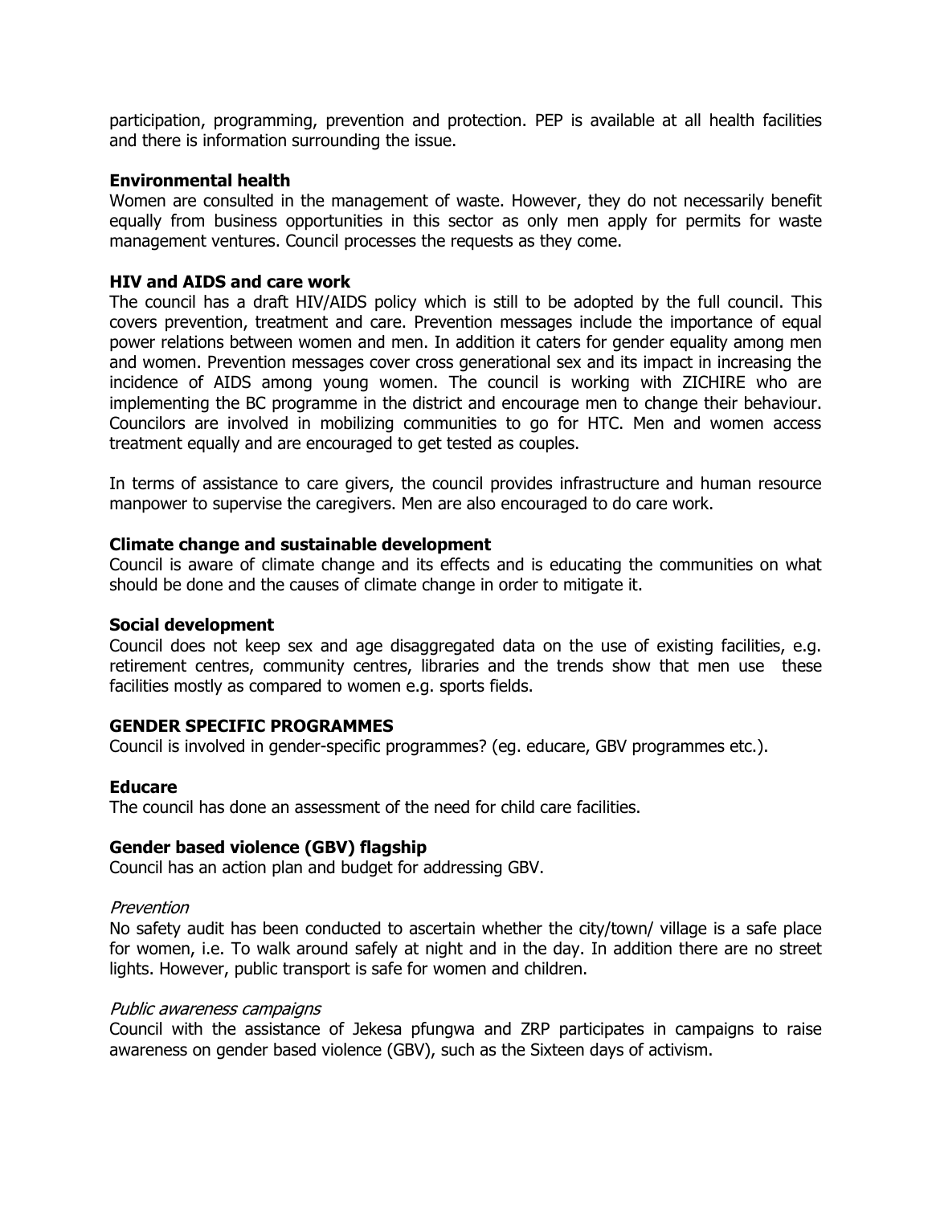participation, programming, prevention and protection. PEP is available at all health facilities and there is information surrounding the issue.

**Environmental health**

Women are consulted in the management of waste. However, they do not necessarily benefit equally from business opportunities in this sector as only men apply for permits for waste management ventures. Council processes the requests as they come.

**HIV and AIDS and care work**

The council has a draft HIV/AIDS policy which is still to be adopted by the full council. This covers prevention, treatment and care. Prevention messages include the importance of equal power relations between women and men. In addition it caters for gender equality among men and women. Prevention messages cover cross generational sex and its impact in increasing the incidence of AIDS among young women. The council is working with ZICHIRE who are implementing the BC programme in the district and encourage men to change their behaviour. Councilors are involved in mobilizing communities to go for HTC. Men and women access treatment equally and are encouraged to get tested as couples.

In terms of assistance to care givers, the council provides infrastructure and human resource manpower to supervise the caregivers. Men are also encouraged to do care work.

**Climate change and sustainable development**

Council is aware of climate change and its effects and is educating the communities on what should be done and the causes of climate change in order to mitigate it.

**Social development**

Council does not keep sex and age disaggregated data on the use of existing facilities, e.g. retirement centres, community centres, libraries and the trends show that men use these facilities mostly as compared to women e.g. sports fields.

**GENDER SPECIFIC PROGRAMMES**

Council is involved in gender-specific programmes? (eg. educare, GBV programmes etc.).

**Educare**

The council has done an assessment of the need for child care facilities.

**Gender based violence (GBV) flagship**

Council has an action plan and budget for addressing GBV.

*Prevention*

No safety audit has been conducted to ascertain whether the city/town/ village is a safe place for women, i.e. To walk around safely at night and in the day. In addition there are no street lights. However, public transport is safe for women and children.

*Public awareness campaigns*

Council with the assistance of Jekesa pfungwa and ZRP participates in campaigns to raise awareness on gender based violence (GBV), such as the Sixteen days of activism.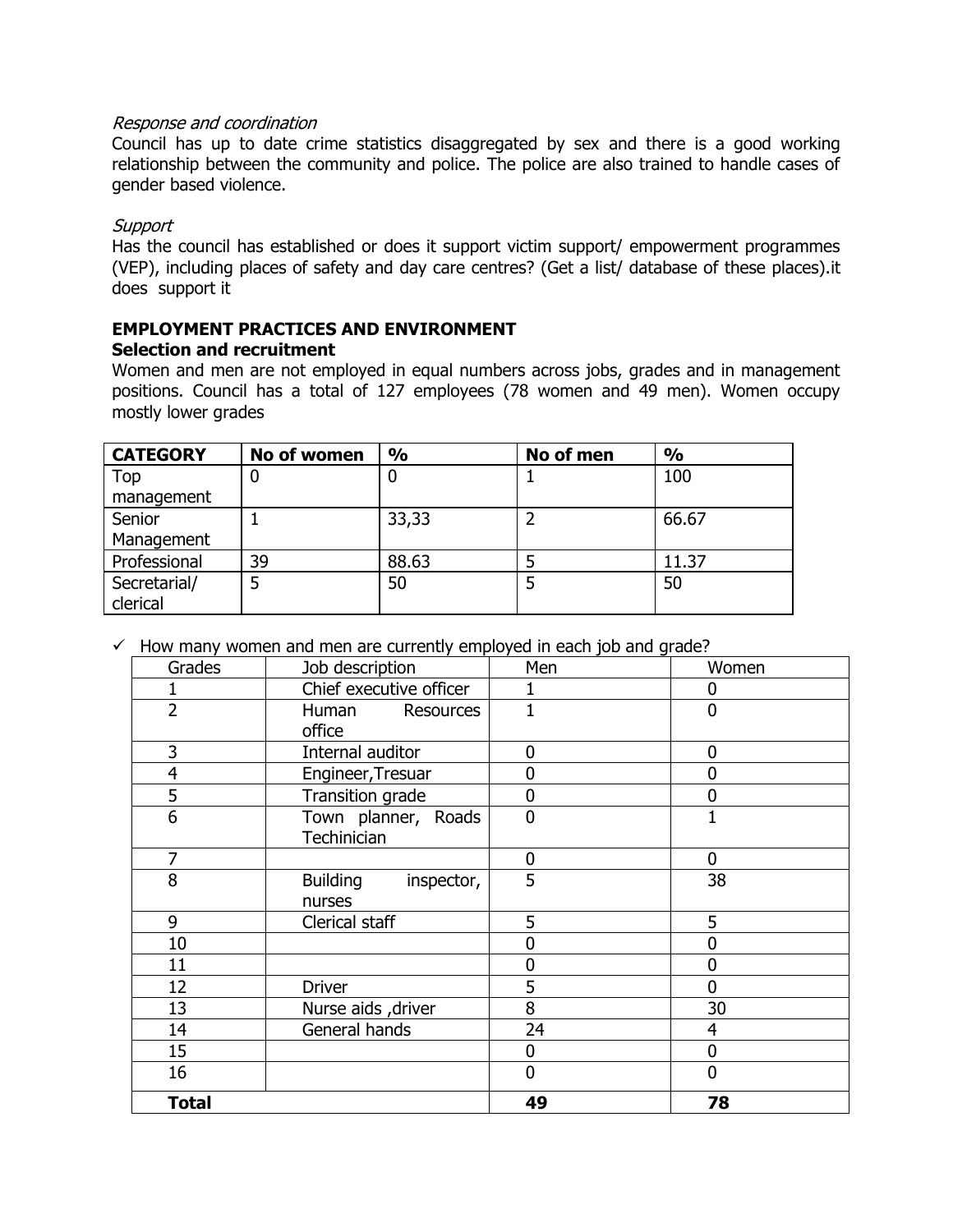*Response and coordination*

Council has up to date crime statistics disaggregated by sex and there is a good working relationship between the community and police. The police are also trained to handle cases of gender based violence.

*Support*

Has the council has established or does it support victim support/ empowerment programmes (VEP), including places of safety and day care centres? (Get a list/ database of these places).it does support it

**EMPLOYMENT PRACTICES AND ENVIRONMENT**

**Selection and recruitment**

Women and men are not employed in equal numbers across jobs, grades and in management positions. Council has a total of 127 employees (78 women and 49 men). Women occupy mostly lower grades

| **CATEGORY** | **No of women** | **%** | **No of men** | **%** |
|---|---|---|---|---|
| Top management | 0 | 0 | 1 | 100 |
| Senior Management | 1 | 33,33 | 2 | 66.67 |
| Professional | 39 | 88.63 | 5 | 11.37 |
| Secretarial/ clerical | 5 | 50 | 5 | 50 |

- ✓ How many women and men are currently employed in each job and grade?

| Grades | Job description | Men | Women |
|---|---|---|---|
| 1 | Chief executive officer | 1 | 0 |
| 2 | Human Resources office | 1 | 0 |
| 3 | Internal auditor | 0 | 0 |
| 4 | Engineer,Tresuar | 0 | 0 |
| 5 | Transition grade | 0 | 0 |
| 6 | Town planner, Roads Techinician | 0 | 1 |
| 7 | | 0 | 0 |
| 8 | Building inspector, nurses | 5 | 38 |
| 9 | Clerical staff | 5 | 5 |
| 10 | | 0 | 0 |
| 11 | | 0 | 0 |
| 12 | Driver | 5 | 0 |
| 13 | Nurse aids ,driver | 8 | 30 |
| 14 | General hands | 24 | 4 |
| 15 | | 0 | 0 |
| 16 | | 0 | 0 |
| **Total** | | **49** | **78** |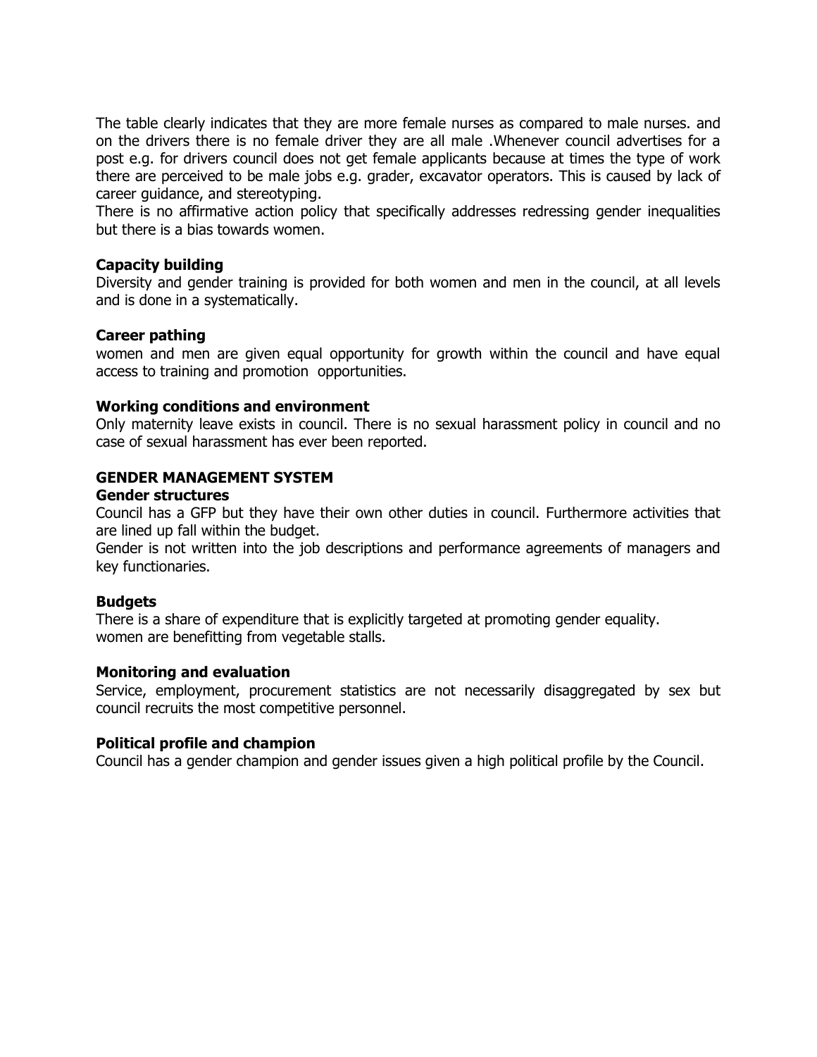The table clearly indicates that they are more female nurses as compared to male nurses. and on the drivers there is no female driver they are all male .Whenever council advertises for a post e.g. for drivers council does not get female applicants because at times the type of work there are perceived to be male jobs e.g. grader, excavator operators. This is caused by lack of career guidance, and stereotyping.
There is no affirmative action policy that specifically addresses redressing gender inequalities but there is a bias towards women.

**Capacity building**
Diversity and gender training is provided for both women and men in the council, at all levels and is done in a systematically.

**Career pathing**
women and men are given equal opportunity for growth within the council and have equal access to training and promotion opportunities.

**Working conditions and environment**
Only maternity leave exists in council. There is no sexual harassment policy in council and no case of sexual harassment has ever been reported.

## GENDER MANAGEMENT SYSTEM

**Gender structures**
Council has a GFP but they have their own other duties in council. Furthermore activities that are lined up fall within the budget.
Gender is not written into the job descriptions and performance agreements of managers and key functionaries.

**Budgets**
There is a share of expenditure that is explicitly targeted at promoting gender equality.
women are benefitting from vegetable stalls.

**Monitoring and evaluation**
Service, employment, procurement statistics are not necessarily disaggregated by sex but council recruits the most competitive personnel.

**Political profile and champion**
Council has a gender champion and gender issues given a high political profile by the Council.